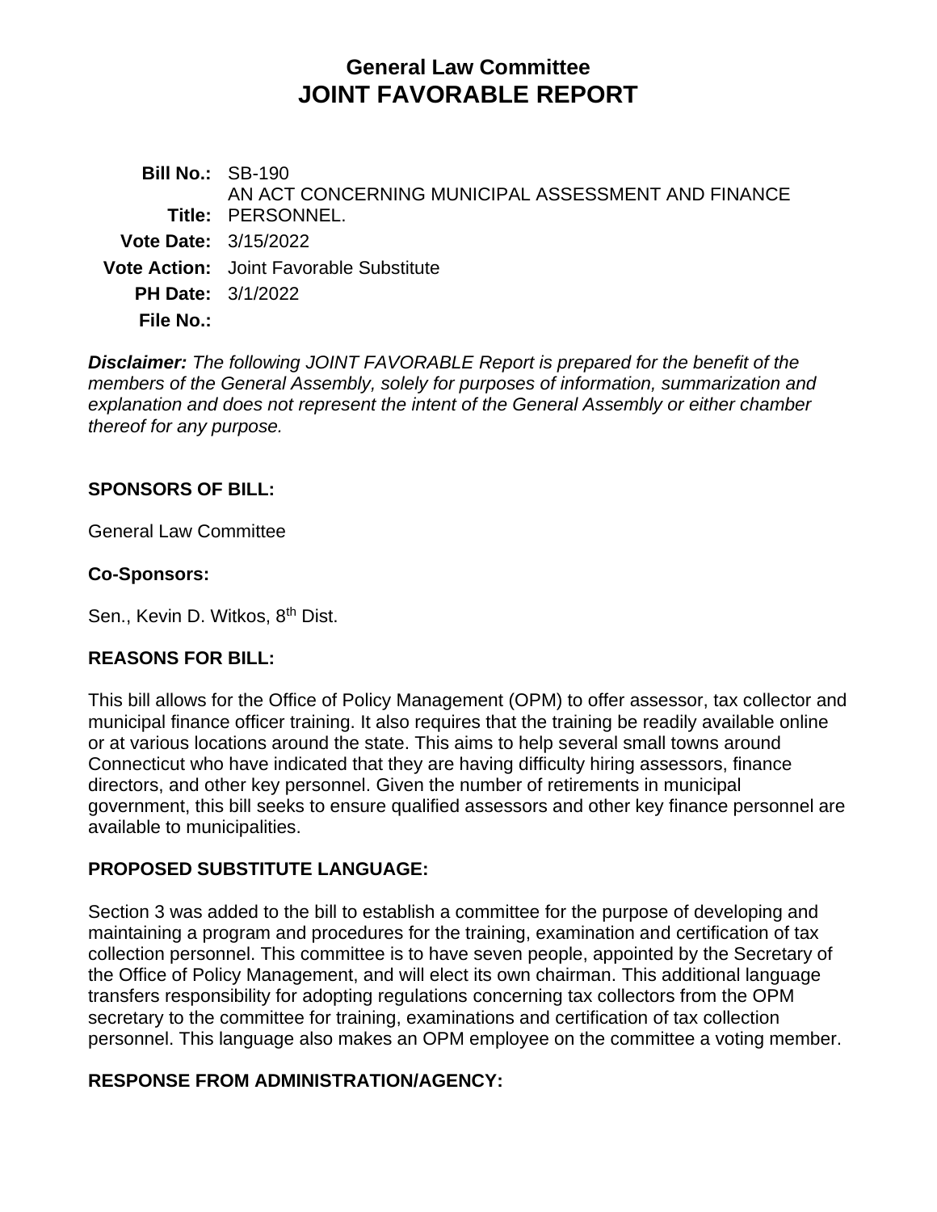# General Law Committee
# JOINT FAVORABLE REPORT

**Bill No.:** SB-190

**Title:** AN ACT CONCERNING MUNICIPAL ASSESSMENT AND FINANCE PERSONNEL.

**Vote Date:** 3/15/2022

**Vote Action:** Joint Favorable Substitute

**PH Date:** 3/1/2022

**File No.:**

***Disclaimer:*** *The following JOINT FAVORABLE Report is prepared for the benefit of the members of the General Assembly, solely for purposes of information, summarization and explanation and does not represent the intent of the General Assembly or either chamber thereof for any purpose.*

## SPONSORS OF BILL:

General Law Committee

### Co-Sponsors:

Sen., Kevin D. Witkos, 8th Dist.

## REASONS FOR BILL:

This bill allows for the Office of Policy Management (OPM) to offer assessor, tax collector and municipal finance officer training. It also requires that the training be readily available online or at various locations around the state. This aims to help several small towns around Connecticut who have indicated that they are having difficulty hiring assessors, finance directors, and other key personnel. Given the number of retirements in municipal government, this bill seeks to ensure qualified assessors and other key finance personnel are available to municipalities.

## PROPOSED SUBSTITUTE LANGUAGE:

Section 3 was added to the bill to establish a committee for the purpose of developing and maintaining a program and procedures for the training, examination and certification of tax collection personnel. This committee is to have seven people, appointed by the Secretary of the Office of Policy Management, and will elect its own chairman. This additional language transfers responsibility for adopting regulations concerning tax collectors from the OPM secretary to the committee for training, examinations and certification of tax collection personnel. This language also makes an OPM employee on the committee a voting member.

## RESPONSE FROM ADMINISTRATION/AGENCY: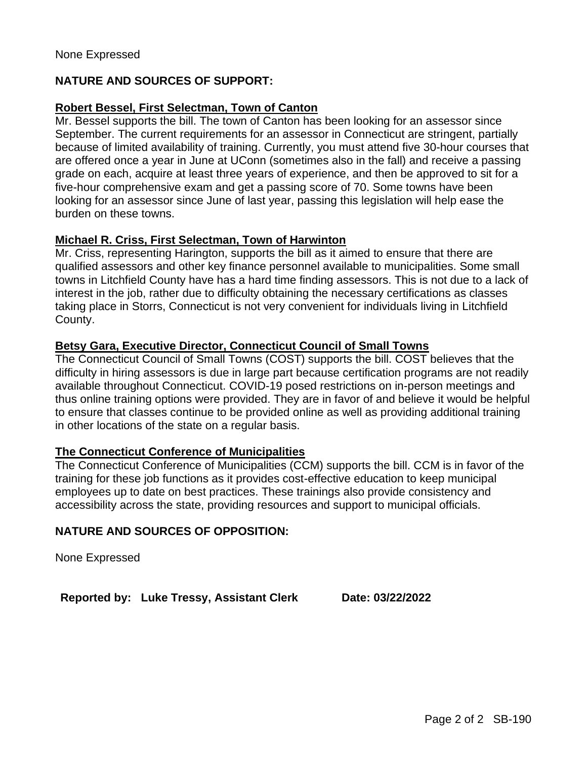None Expressed

**NATURE AND SOURCES OF SUPPORT:**

**Robert Bessel, First Selectman, Town of Canton**

Mr. Bessel supports the bill. The town of Canton has been looking for an assessor since September. The current requirements for an assessor in Connecticut are stringent, partially because of limited availability of training. Currently, you must attend five 30-hour courses that are offered once a year in June at UConn (sometimes also in the fall) and receive a passing grade on each, acquire at least three years of experience, and then be approved to sit for a five-hour comprehensive exam and get a passing score of 70. Some towns have been looking for an assessor since June of last year, passing this legislation will help ease the burden on these towns.

**Michael R. Criss, First Selectman, Town of Harwinton**

Mr. Criss, representing Harington, supports the bill as it aimed to ensure that there are qualified assessors and other key finance personnel available to municipalities. Some small towns in Litchfield County have has a hard time finding assessors. This is not due to a lack of interest in the job, rather due to difficulty obtaining the necessary certifications as classes taking place in Storrs, Connecticut is not very convenient for individuals living in Litchfield County.

**Betsy Gara, Executive Director, Connecticut Council of Small Towns**

The Connecticut Council of Small Towns (COST) supports the bill. COST believes that the difficulty in hiring assessors is due in large part because certification programs are not readily available throughout Connecticut. COVID-19 posed restrictions on in-person meetings and thus online training options were provided. They are in favor of and believe it would be helpful to ensure that classes continue to be provided online as well as providing additional training in other locations of the state on a regular basis.

**The Connecticut Conference of Municipalities**

The Connecticut Conference of Municipalities (CCM) supports the bill. CCM is in favor of the training for these job functions as it provides cost-effective education to keep municipal employees up to date on best practices. These trainings also provide consistency and accessibility across the state, providing resources and support to municipal officials.

**NATURE AND SOURCES OF OPPOSITION:**

None Expressed

**Reported by: Luke Tressy, Assistant Clerk** **Date: 03/22/2022**